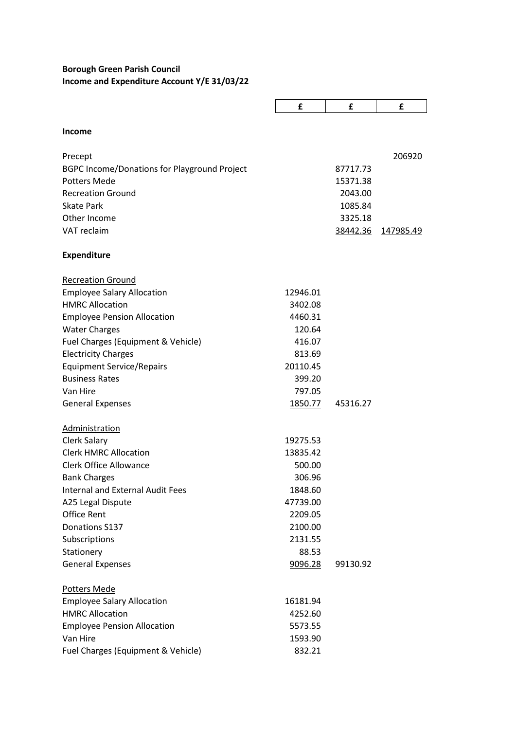**Borough Green Parish Council**
**Income and Expenditure Account Y/E 31/03/22**

| | £ | £ | £ |
|---|---|---|---|
| **Income** | | | |
| Precept | | | 206920 |
| BGPC Income/Donations for Playground Project | | 87717.73 | |
| Potters Mede | | 15371.38 | |
| Recreation Ground | | 2043.00 | |
| Skate Park | | 1085.84 | |
| Other Income | | 3325.18 | |
| VAT reclaim | | 38442.36 | 147985.49 |
| **Expenditure** | | | |
| Recreation Ground | | | |
| Employee Salary Allocation | 12946.01 | | |
| HMRC Allocation | 3402.08 | | |
| Employee Pension Allocation | 4460.31 | | |
| Water Charges | 120.64 | | |
| Fuel Charges (Equipment & Vehicle) | 416.07 | | |
| Electricity Charges | 813.69 | | |
| Equipment Service/Repairs | 20110.45 | | |
| Business Rates | 399.20 | | |
| Van Hire | 797.05 | | |
| General Expenses | 1850.77 | 45316.27 | |
| Administration | | | |
| Clerk Salary | 19275.53 | | |
| Clerk HMRC Allocation | 13835.42 | | |
| Clerk Office Allowance | 500.00 | | |
| Bank Charges | 306.96 | | |
| Internal and External Audit Fees | 1848.60 | | |
| A25 Legal Dispute | 47739.00 | | |
| Office Rent | 2209.05 | | |
| Donations S137 | 2100.00 | | |
| Subscriptions | 2131.55 | | |
| Stationery | 88.53 | | |
| General Expenses | 9096.28 | 99130.92 | |
| Potters Mede | | | |
| Employee Salary Allocation | 16181.94 | | |
| HMRC Allocation | 4252.60 | | |
| Employee Pension Allocation | 5573.55 | | |
| Van Hire | 1593.90 | | |
| Fuel Charges (Equipment & Vehicle) | 832.21 | | |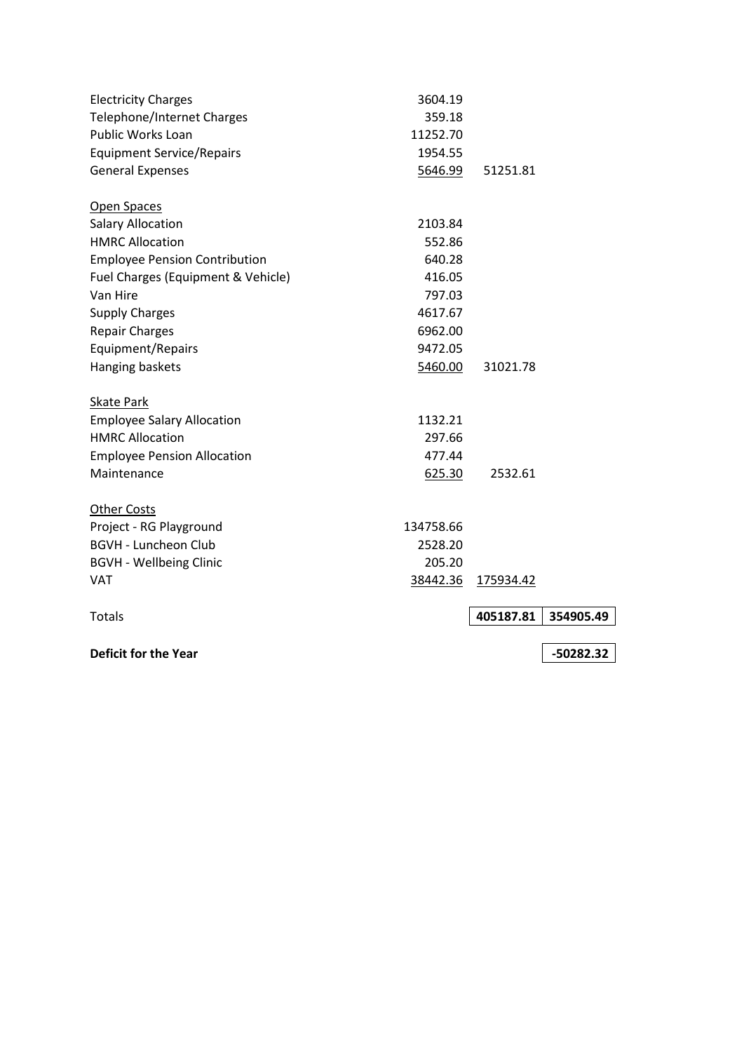| | | | |
|---|---|---|---|
| Electricity Charges | 3604.19 | | |
| Telephone/Internet Charges | 359.18 | | |
| Public Works Loan | 11252.70 | | |
| Equipment Service/Repairs | 1954.55 | | |
| General Expenses | 5646.99 | 51251.81 | |
| | | | |
| Open Spaces | | | |
| Salary Allocation | 2103.84 | | |
| HMRC Allocation | 552.86 | | |
| Employee Pension Contribution | 640.28 | | |
| Fuel Charges (Equipment & Vehicle) | 416.05 | | |
| Van Hire | 797.03 | | |
| Supply Charges | 4617.67 | | |
| Repair Charges | 6962.00 | | |
| Equipment/Repairs | 9472.05 | | |
| Hanging baskets | 5460.00 | 31021.78 | |
| | | | |
| Skate Park | | | |
| Employee Salary Allocation | 1132.21 | | |
| HMRC Allocation | 297.66 | | |
| Employee Pension Allocation | 477.44 | | |
| Maintenance | 625.30 | 2532.61 | |
| | | | |
| Other Costs | | | |
| Project - RG Playground | 134758.66 | | |
| BGVH - Luncheon Club | 2528.20 | | |
| BGVH - Wellbeing Clinic | 205.20 | | |
| VAT | 38442.36 | 175934.42 | |
| | | | |
| Totals | | **405187.81** | **354905.49** |
| | | | |
| **Deficit for the Year** | | | **-50282.32** |